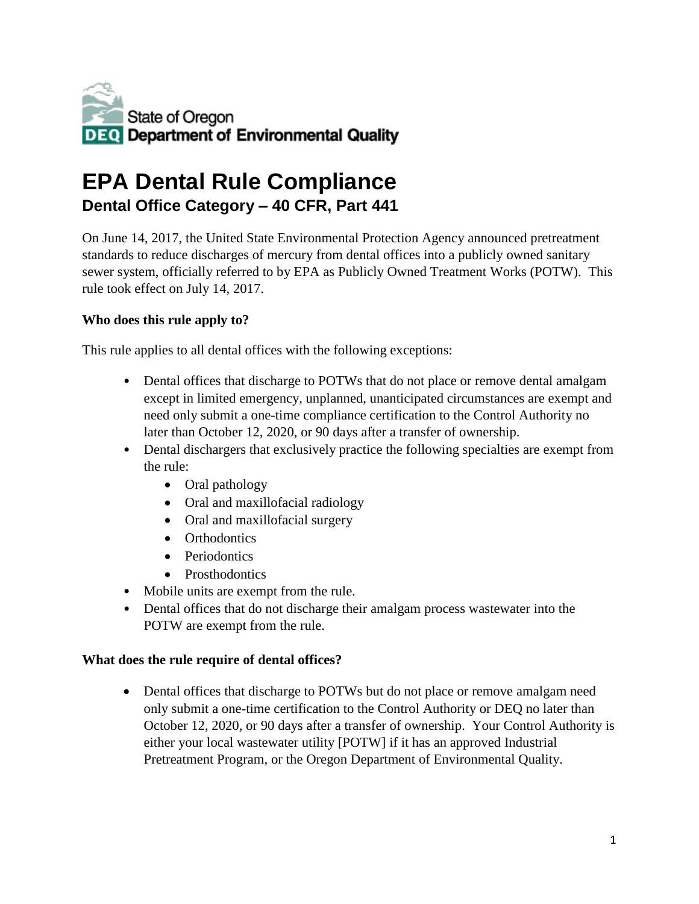State of Oregon
DEQ Department of Environmental Quality

# EPA Dental Rule Compliance

## Dental Office Category – 40 CFR, Part 441

On June 14, 2017, the United State Environmental Protection Agency announced pretreatment standards to reduce discharges of mercury from dental offices into a publicly owned sanitary sewer system, officially referred to by EPA as Publicly Owned Treatment Works (POTW). This rule took effect on July 14, 2017.

**Who does this rule apply to?**

This rule applies to all dental offices with the following exceptions:

- Dental offices that discharge to POTWs that do not place or remove dental amalgam except in limited emergency, unplanned, unanticipated circumstances are exempt and need only submit a one-time compliance certification to the Control Authority no later than October 12, 2020, or 90 days after a transfer of ownership.
- Dental dischargers that exclusively practice the following specialties are exempt from the rule:
  - Oral pathology
  - Oral and maxillofacial radiology
  - Oral and maxillofacial surgery
  - Orthodontics
  - Periodontics
  - Prosthodontics
- Mobile units are exempt from the rule.
- Dental offices that do not discharge their amalgam process wastewater into the POTW are exempt from the rule.

**What does the rule require of dental offices?**

- Dental offices that discharge to POTWs but do not place or remove amalgam need only submit a one-time certification to the Control Authority or DEQ no later than October 12, 2020, or 90 days after a transfer of ownership. Your Control Authority is either your local wastewater utility [POTW] if it has an approved Industrial Pretreatment Program, or the Oregon Department of Environmental Quality.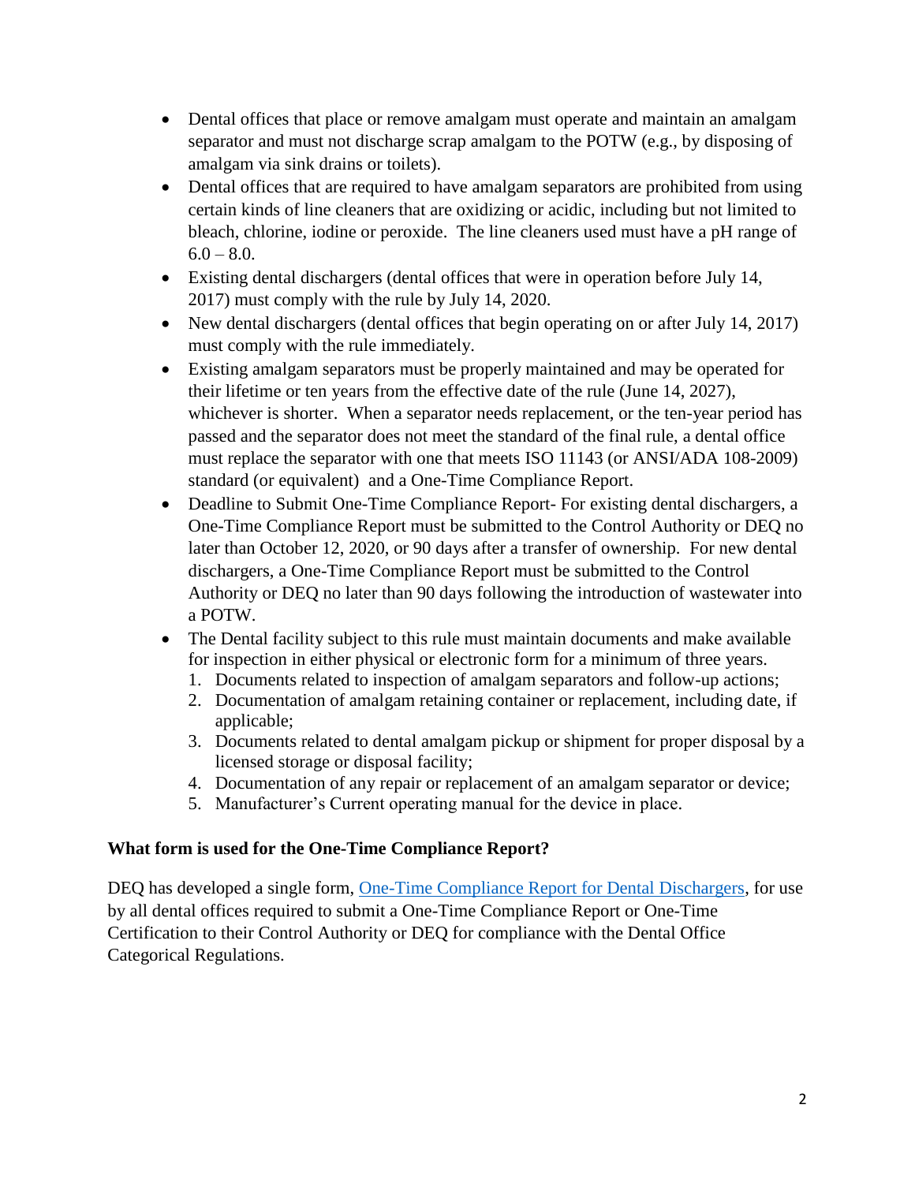- Dental offices that place or remove amalgam must operate and maintain an amalgam separator and must not discharge scrap amalgam to the POTW (e.g., by disposing of amalgam via sink drains or toilets).
- Dental offices that are required to have amalgam separators are prohibited from using certain kinds of line cleaners that are oxidizing or acidic, including but not limited to bleach, chlorine, iodine or peroxide. The line cleaners used must have a pH range of 6.0 – 8.0.
- Existing dental dischargers (dental offices that were in operation before July 14, 2017) must comply with the rule by July 14, 2020.
- New dental dischargers (dental offices that begin operating on or after July 14, 2017) must comply with the rule immediately.
- Existing amalgam separators must be properly maintained and may be operated for their lifetime or ten years from the effective date of the rule (June 14, 2027), whichever is shorter. When a separator needs replacement, or the ten-year period has passed and the separator does not meet the standard of the final rule, a dental office must replace the separator with one that meets ISO 11143 (or ANSI/ADA 108-2009) standard (or equivalent) and a One-Time Compliance Report.
- Deadline to Submit One-Time Compliance Report- For existing dental dischargers, a One-Time Compliance Report must be submitted to the Control Authority or DEQ no later than October 12, 2020, or 90 days after a transfer of ownership. For new dental dischargers, a One-Time Compliance Report must be submitted to the Control Authority or DEQ no later than 90 days following the introduction of wastewater into a POTW.
- The Dental facility subject to this rule must maintain documents and make available for inspection in either physical or electronic form for a minimum of three years.
  1. Documents related to inspection of amalgam separators and follow-up actions;
  2. Documentation of amalgam retaining container or replacement, including date, if applicable;
  3. Documents related to dental amalgam pickup or shipment for proper disposal by a licensed storage or disposal facility;
  4. Documentation of any repair or replacement of an amalgam separator or device;
  5. Manufacturer's Current operating manual for the device in place.

**What form is used for the One-Time Compliance Report?**

DEQ has developed a single form, One-Time Compliance Report for Dental Dischargers, for use by all dental offices required to submit a One-Time Compliance Report or One-Time Certification to their Control Authority or DEQ for compliance with the Dental Office Categorical Regulations.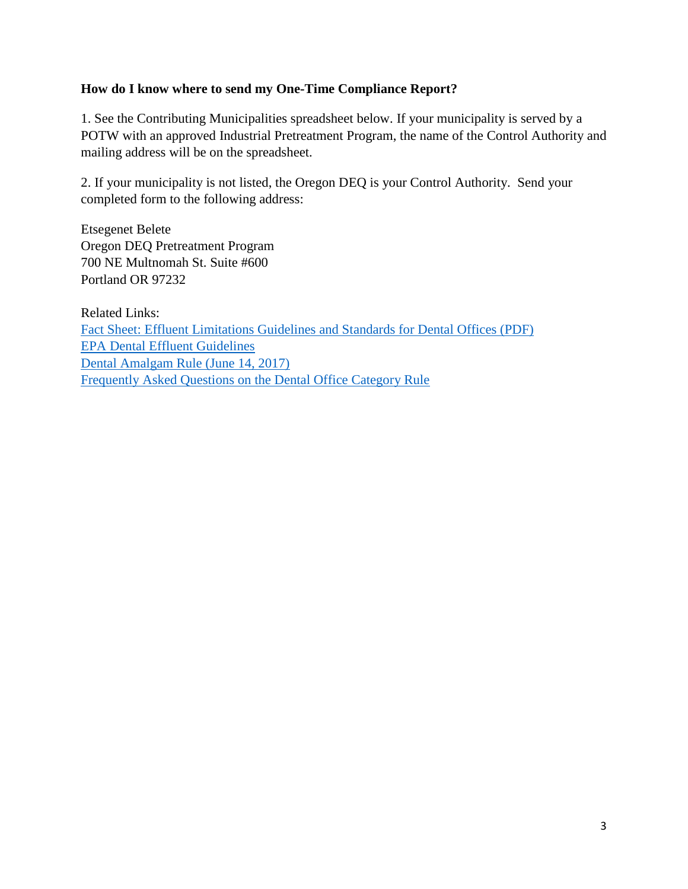**How do I know where to send my One-Time Compliance Report?**

1. See the Contributing Municipalities spreadsheet below. If your municipality is served by a POTW with an approved Industrial Pretreatment Program, the name of the Control Authority and mailing address will be on the spreadsheet.

2. If your municipality is not listed, the Oregon DEQ is your Control Authority. Send your completed form to the following address:

Etsegenet Belete
Oregon DEQ Pretreatment Program
700 NE Multnomah St. Suite #600
Portland OR 97232

Related Links:
Fact Sheet: Effluent Limitations Guidelines and Standards for Dental Offices (PDF)
EPA Dental Effluent Guidelines
Dental Amalgam Rule (June 14, 2017)
Frequently Asked Questions on the Dental Office Category Rule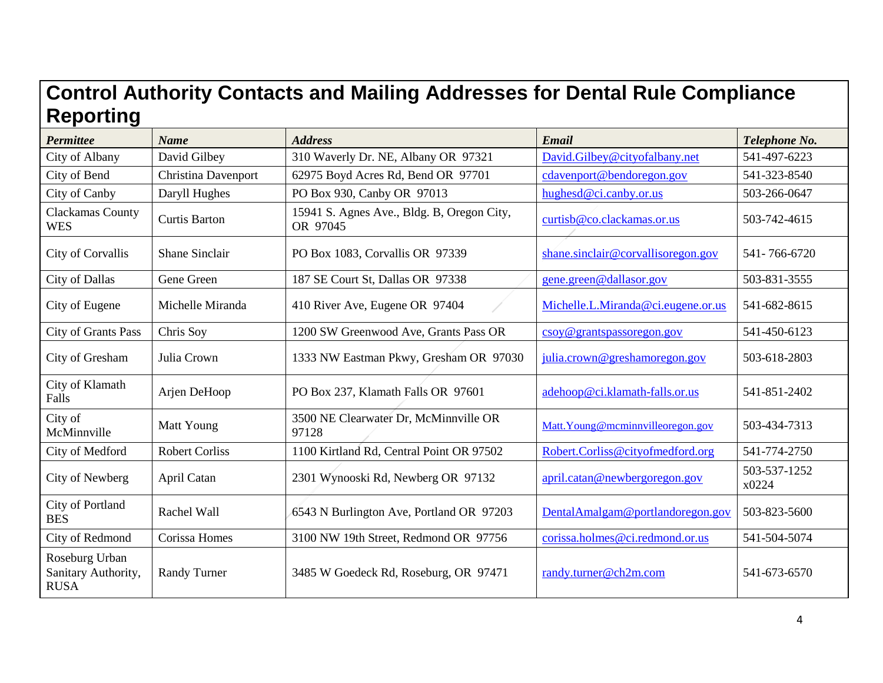## Control Authority Contacts and Mailing Addresses for Dental Rule Compliance Reporting

| *Permittee* | *Name* | *Address* | *Email* | *Telephone No.* |
|---|---|---|---|---|
| City of Albany | David Gilbey | 310 Waverly Dr. NE, Albany OR 97321 | David.Gilbey@cityofalbany.net | 541-497-6223 |
| City of Bend | Christina Davenport | 62975 Boyd Acres Rd, Bend OR 97701 | cdavenport@bendoregon.gov | 541-323-8540 |
| City of Canby | Daryll Hughes | PO Box 930, Canby OR 97013 | hughesd@ci.canby.or.us | 503-266-0647 |
| Clackamas County WES | Curtis Barton | 15941 S. Agnes Ave., Bldg. B, Oregon City, OR 97045 | curtisb@co.clackamas.or.us | 503-742-4615 |
| City of Corvallis | Shane Sinclair | PO Box 1083, Corvallis OR 97339 | shane.sinclair@corvallisoregon.gov | 541- 766-6720 |
| City of Dallas | Gene Green | 187 SE Court St, Dallas OR 97338 | gene.green@dallasor.gov | 503-831-3555 |
| City of Eugene | Michelle Miranda | 410 River Ave, Eugene OR 97404 | Michelle.L.Miranda@ci.eugene.or.us | 541-682-8615 |
| City of Grants Pass | Chris Soy | 1200 SW Greenwood Ave, Grants Pass OR | csoy@grantspassoregon.gov | 541-450-6123 |
| City of Gresham | Julia Crown | 1333 NW Eastman Pkwy, Gresham OR 97030 | julia.crown@greshamoregon.gov | 503-618-2803 |
| City of Klamath Falls | Arjen DeHoop | PO Box 237, Klamath Falls OR 97601 | adehoop@ci.klamath-falls.or.us | 541-851-2402 |
| City of McMinnville | Matt Young | 3500 NE Clearwater Dr, McMinnville OR 97128 | Matt.Young@mcminnvilleoregon.gov | 503-434-7313 |
| City of Medford | Robert Corliss | 1100 Kirtland Rd, Central Point OR 97502 | Robert.Corliss@cityofmedford.org | 541-774-2750 |
| City of Newberg | April Catan | 2301 Wynooski Rd, Newberg OR 97132 | april.catan@newbergoregon.gov | 503-537-1252 x0224 |
| City of Portland BES | Rachel Wall | 6543 N Burlington Ave, Portland OR 97203 | DentalAmalgam@portlandoregon.gov | 503-823-5600 |
| City of Redmond | Corissa Homes | 3100 NW 19th Street, Redmond OR 97756 | corissa.holmes@ci.redmond.or.us | 541-504-5074 |
| Roseburg Urban Sanitary Authority, RUSA | Randy Turner | 3485 W Goedeck Rd, Roseburg, OR 97471 | randy.turner@ch2m.com | 541-673-6570 |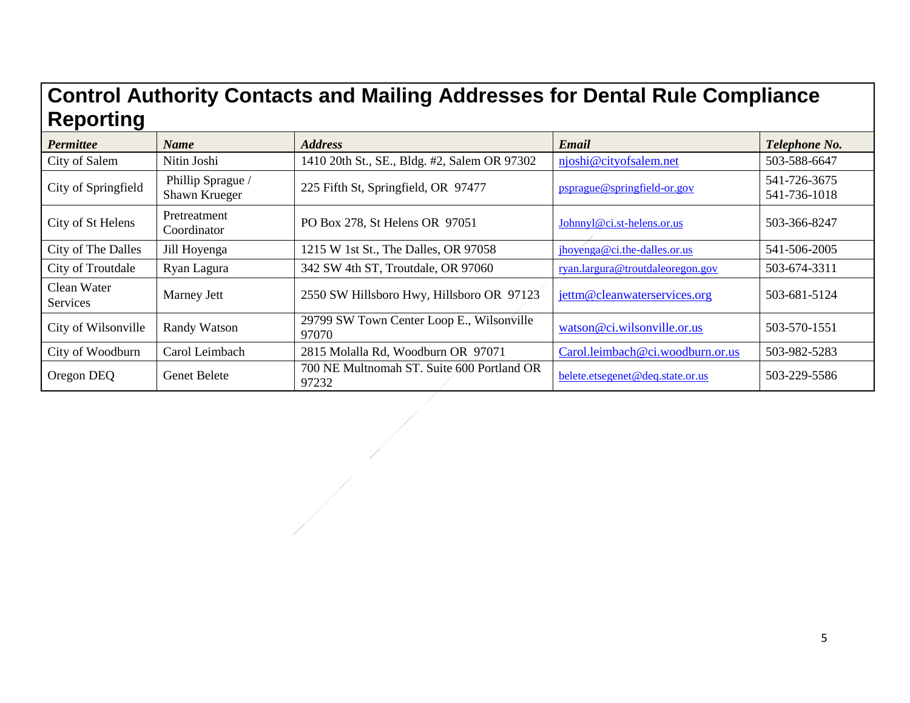# Control Authority Contacts and Mailing Addresses for Dental Rule Compliance Reporting

| *Permittee* | *Name* | *Address* | *Email* | *Telephone No.* |
|---|---|---|---|---|
| City of Salem | Nitin Joshi | 1410 20th St., SE., Bldg. #2, Salem OR 97302 | njoshi@cityofsalem.net | 503-588-6647 |
| City of Springfield | Phillip Sprague / Shawn Krueger | 225 Fifth St, Springfield, OR 97477 | psprague@springfield-or.gov | 541-726-3675 541-736-1018 |
| City of St Helens | Pretreatment Coordinator | PO Box 278, St Helens OR 97051 | Johnnyl@ci.st-helens.or.us | 503-366-8247 |
| City of The Dalles | Jill Hoyenga | 1215 W 1st St., The Dalles, OR 97058 | jhoyenga@ci.the-dalles.or.us | 541-506-2005 |
| City of Troutdale | Ryan Lagura | 342 SW 4th ST, Troutdale, OR 97060 | ryan.largura@troutdaleoregon.gov | 503-674-3311 |
| Clean Water Services | Marney Jett | 2550 SW Hillsboro Hwy, Hillsboro OR 97123 | jettm@cleanwaterservices.org | 503-681-5124 |
| City of Wilsonville | Randy Watson | 29799 SW Town Center Loop E., Wilsonville 97070 | watson@ci.wilsonville.or.us | 503-570-1551 |
| City of Woodburn | Carol Leimbach | 2815 Molalla Rd, Woodburn OR 97071 | Carol.leimbach@ci.woodburn.or.us | 503-982-5283 |
| Oregon DEQ | Genet Belete | 700 NE Multnomah ST. Suite 600 Portland OR 97232 | belete.etsegenet@deq.state.or.us | 503-229-5586 |